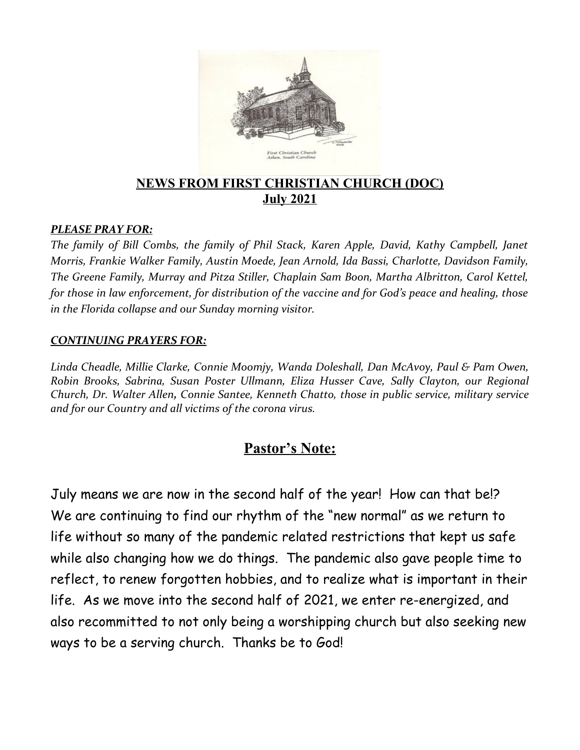## NEWS FROM FIRST CHRISTIAN CHURCH (DOC)

## July 2021

***PLEASE PRAY FOR:***

*The family of Bill Combs, the family of Phil Stack, Karen Apple, David, Kathy Campbell, Janet Morris, Frankie Walker Family, Austin Moede, Jean Arnold, Ida Bassi, Charlotte, Davidson Family, The Greene Family, Murray and Pitza Stiller, Chaplain Sam Boon, Martha Albritton, Carol Kettel, for those in law enforcement, for distribution of the vaccine and for God's peace and healing, those in the Florida collapse and our Sunday morning visitor.*

***CONTINUING PRAYERS FOR:***

*Linda Cheadle, Millie Clarke, Connie Moomjy, Wanda Doleshall, Dan McAvoy, Paul & Pam Owen, Robin Brooks, Sabrina, Susan Poster Ullmann, Eliza Husser Cave, Sally Clayton, our Regional Church, Dr. Walter Allen, Connie Santee, Kenneth Chatto, those in public service, military service and for our Country and all victims of the corona virus.*

## Pastor's Note:

July means we are now in the second half of the year! How can that be!? We are continuing to find our rhythm of the "new normal" as we return to life without so many of the pandemic related restrictions that kept us safe while also changing how we do things. The pandemic also gave people time to reflect, to renew forgotten hobbies, and to realize what is important in their life. As we move into the second half of 2021, we enter re-energized, and also recommitted to not only being a worshipping church but also seeking new ways to be a serving church. Thanks be to God!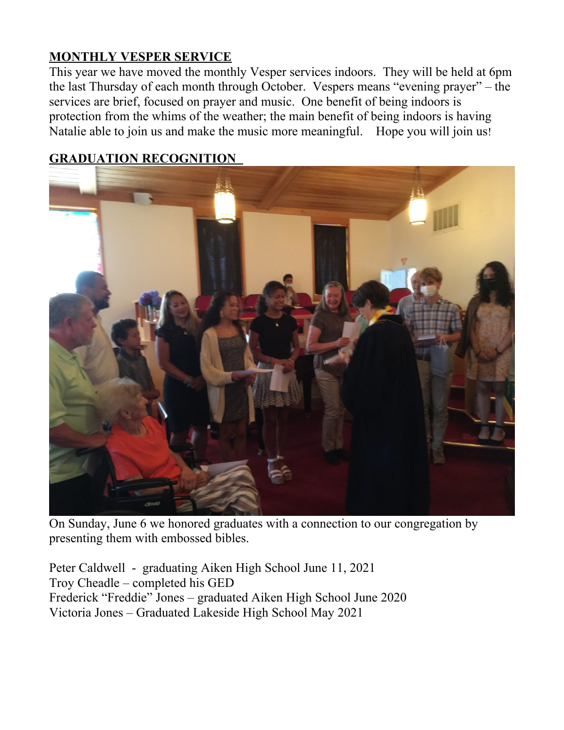## MONTHLY VESPER SERVICE

This year we have moved the monthly Vesper services indoors. They will be held at 6pm the last Thursday of each month through October. Vespers means "evening prayer" – the services are brief, focused on prayer and music. One benefit of being indoors is protection from the whims of the weather; the main benefit of being indoors is having Natalie able to join us and make the music more meaningful. Hope you will join us!

## GRADUATION RECOGNITION

On Sunday, June 6 we honored graduates with a connection to our congregation by presenting them with embossed bibles.

Peter Caldwell - graduating Aiken High School June 11, 2021
Troy Cheadle – completed his GED
Frederick "Freddie" Jones – graduated Aiken High School June 2020
Victoria Jones – Graduated Lakeside High School May 2021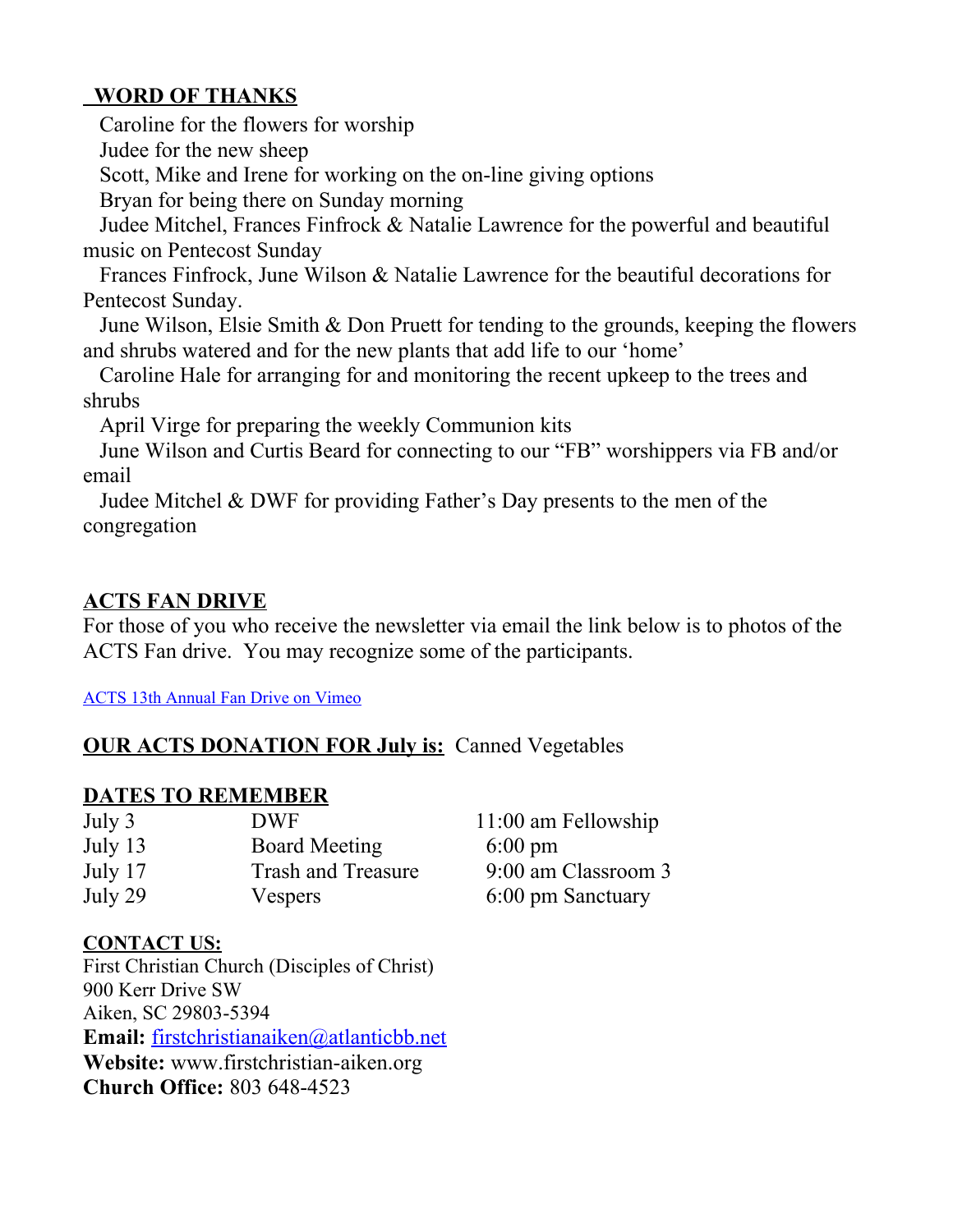## WORD OF THANKS

Caroline for the flowers for worship

Judee for the new sheep

Scott, Mike and Irene for working on the on-line giving options

Bryan for being there on Sunday morning

Judee Mitchel, Frances Finfrock & Natalie Lawrence for the powerful and beautiful music on Pentecost Sunday

Frances Finfrock, June Wilson & Natalie Lawrence for the beautiful decorations for Pentecost Sunday.

June Wilson, Elsie Smith & Don Pruett for tending to the grounds, keeping the flowers and shrubs watered and for the new plants that add life to our 'home'

Caroline Hale for arranging for and monitoring the recent upkeep to the trees and shrubs

April Virge for preparing the weekly Communion kits

June Wilson and Curtis Beard for connecting to our "FB" worshippers via FB and/or email

Judee Mitchel & DWF for providing Father's Day presents to the men of the congregation

## ACTS FAN DRIVE

For those of you who receive the newsletter via email the link below is to photos of the ACTS Fan drive. You may recognize some of the participants.

ACTS 13th Annual Fan Drive on Vimeo

**OUR ACTS DONATION FOR July is:** Canned Vegetables

## DATES TO REMEMBER

| | | |
|---|---|---|
| July 3 | DWF | 11:00 am Fellowship |
| July 13 | Board Meeting | 6:00 pm |
| July 17 | Trash and Treasure | 9:00 am Classroom 3 |
| July 29 | Vespers | 6:00 pm Sanctuary |

## CONTACT US:

First Christian Church (Disciples of Christ)
900 Kerr Drive SW
Aiken, SC 29803-5394
**Email:** firstchristianaiken@atlanticbb.net
**Website:** www.firstchristian-aiken.org
**Church Office:** 803 648-4523